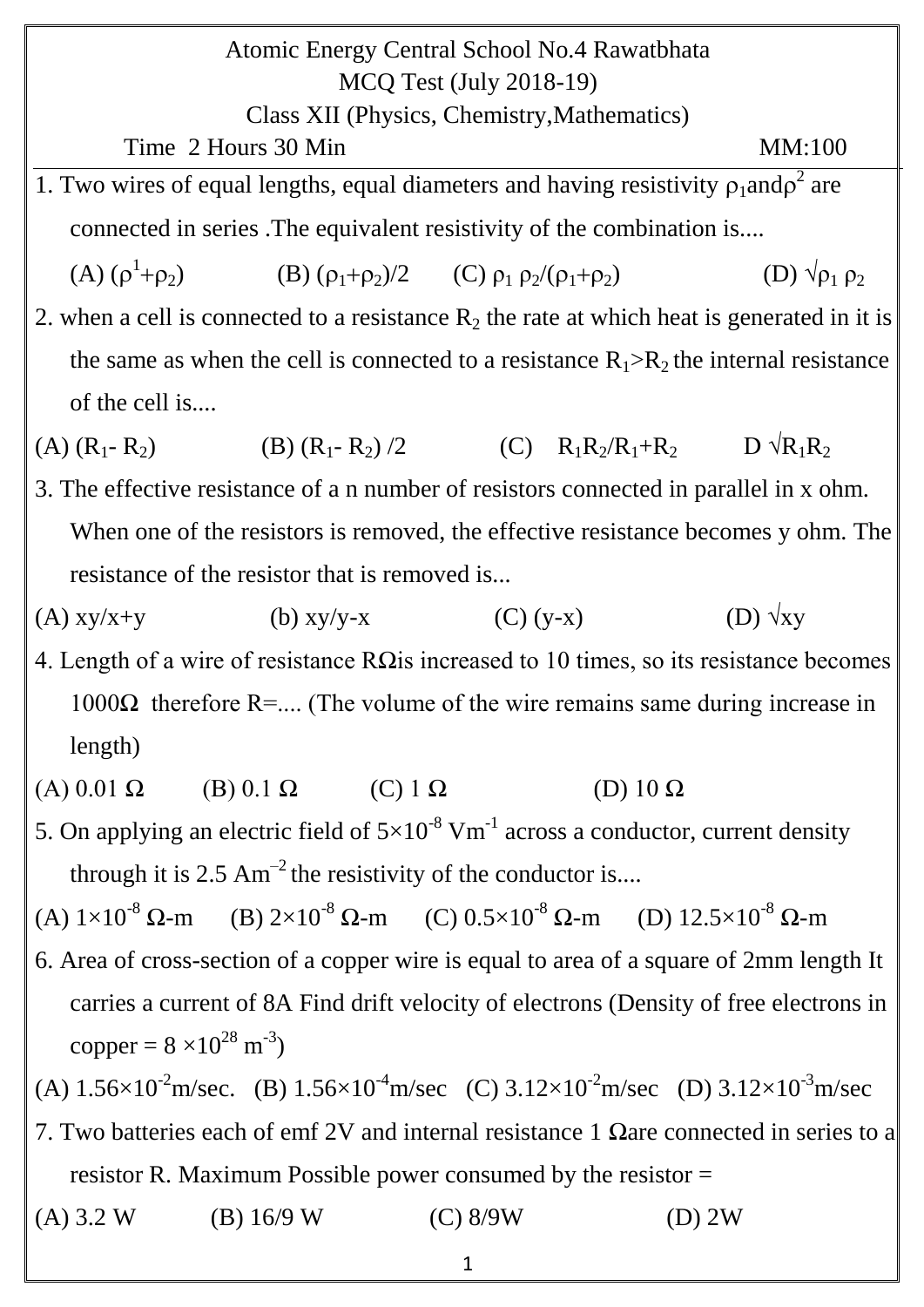Atomic Energy Central School No.4 Rawatbhata

MCQ Test (July 2018-19)

Class XII (Physics, Chemistry,Mathematics)

Time 2 Hours 30 Min MM:100

1. Two wires of equal lengths, equal diameters and having resistivity $\rho_1$and$\rho^2$ are connected in series .The equivalent resistivity of the combination is....

   (A) $(\rho^1+\rho_2)$ (B) $(\rho_1+\rho_2)/2$ (C) $\rho_1 \rho_2/(\rho_1+\rho_2)$ (D) $\sqrt{\rho_1 \rho_2}$

2. when a cell is connected to a resistance $R_2$ the rate at which heat is generated in it is the same as when the cell is connected to a resistance $R_1>R_2$ the internal resistance of the cell is....

(A) $(R_1- R_2)$ (B) $(R_1- R_2) /2$ (C) $R_1R_2/R_1+R_2$ D $\sqrt{R_1R_2}$

3. The effective resistance of a n number of resistors connected in parallel in x ohm. When one of the resistors is removed, the effective resistance becomes y ohm. The resistance of the resistor that is removed is...

(A) xy/x+y (b) xy/y-x (C) (y-x) (D) $\sqrt{xy}$

4. Length of a wire of resistance RΩis increased to 10 times, so its resistance becomes 1000Ω therefore R=.... (The volume of the wire remains same during increase in length)

(A) 0.01 Ω (B) 0.1 Ω (C) 1 Ω (D) 10 Ω

5. On applying an electric field of $5\times10^{-8}$ $Vm^{-1}$ across a conductor, current density through it is 2.5 $Am^{-2}$ the resistivity of the conductor is....

(A) $1\times10^{-8}$ Ω-m (B) $2\times10^{-8}$ Ω-m (C) $0.5\times10^{-8}$ Ω-m (D) $12.5\times10^{-8}$ Ω-m

6. Area of cross-section of a copper wire is equal to area of a square of 2mm length It carries a current of 8A Find drift velocity of electrons (Density of free electrons in copper = $8 \times10^{28}$ $m^{-3}$)

(A) $1.56\times10^{-2}$m/sec. (B) $1.56\times10^{-4}$m/sec (C) $3.12\times10^{-2}$m/sec (D) $3.12\times10^{-3}$m/sec

7. Two batteries each of emf 2V and internal resistance 1 Ωare connected in series to a resistor R. Maximum Possible power consumed by the resistor =

(A) 3.2 W (B) 16/9 W (C) 8/9W (D) 2W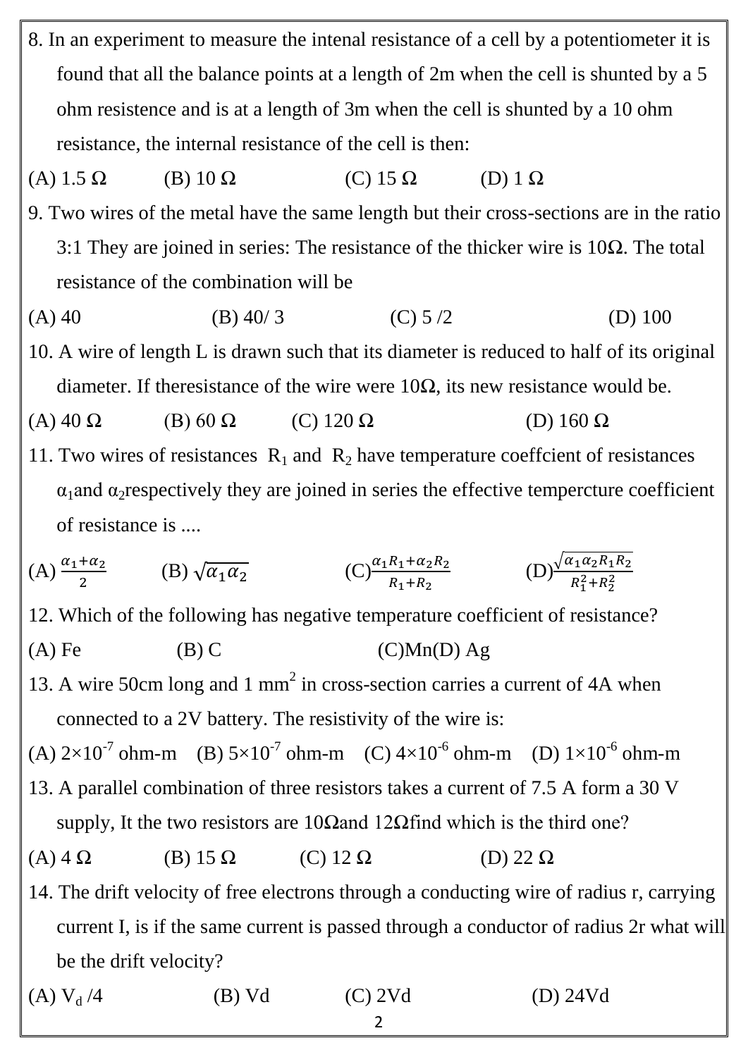8. In an experiment to measure the intenal resistance of a cell by a potentiometer it is found that all the balance points at a length of 2m when the cell is shunted by a 5 ohm resistence and is at a length of 3m when the cell is shunted by a 10 ohm resistance, the internal resistance of the cell is then:

(A) 1.5 Ω (B) 10 Ω (C) 15 Ω (D) 1 Ω

9. Two wires of the metal have the same length but their cross-sections are in the ratio 3:1 They are joined in series: The resistance of the thicker wire is 10Ω. The total resistance of the combination will be

(A) 40 (B) 40/ 3 (C) 5 /2 (D) 100

10. A wire of length L is drawn such that its diameter is reduced to half of its original diameter. If theresistance of the wire were 10Ω, its new resistance would be.

(A) 40 Ω (B) 60 Ω (C) 120 Ω (D) 160 Ω

11. Two wires of resistances $R_1$ and $R_2$ have temperature coeffcient of resistances $\alpha_1$and $\alpha_2$respectively they are joined in series the effective tempercture coefficient of resistance is ....

(A) $\frac{\alpha_1+\alpha_2}{2}$ (B) $\sqrt{\alpha_1\alpha_2}$ (C)$\frac{\alpha_1R_1+\alpha_2R_2}{R_1+R_2}$ (D)$\frac{\sqrt{\alpha_1\alpha_2R_1R_2}}{R_1^2+R_2^2}$

12. Which of the following has negative temperature coefficient of resistance?

(A) Fe (B) C (C)Mn(D) Ag

13. A wire 50cm long and 1 $mm^2$ in cross-section carries a current of 4A when connected to a 2V battery. The resistivity of the wire is:

(A) $2\times10^{-7}$ ohm-m (B) $5\times10^{-7}$ ohm-m (C) $4\times10^{-6}$ ohm-m (D) $1\times10^{-6}$ ohm-m

13. A parallel combination of three resistors takes a current of 7.5 A form a 30 V supply, It the two resistors are 10Ωand 12Ωfind which is the third one?

(A) 4 Ω (B) 15 Ω (C) 12 Ω (D) 22 Ω

14. The drift velocity of free electrons through a conducting wire of radius r, carrying current I, is if the same current is passed through a conductor of radius 2r what will be the drift velocity?

(A) $V_d$ /4 (B) Vd (C) 2Vd (D) 24Vd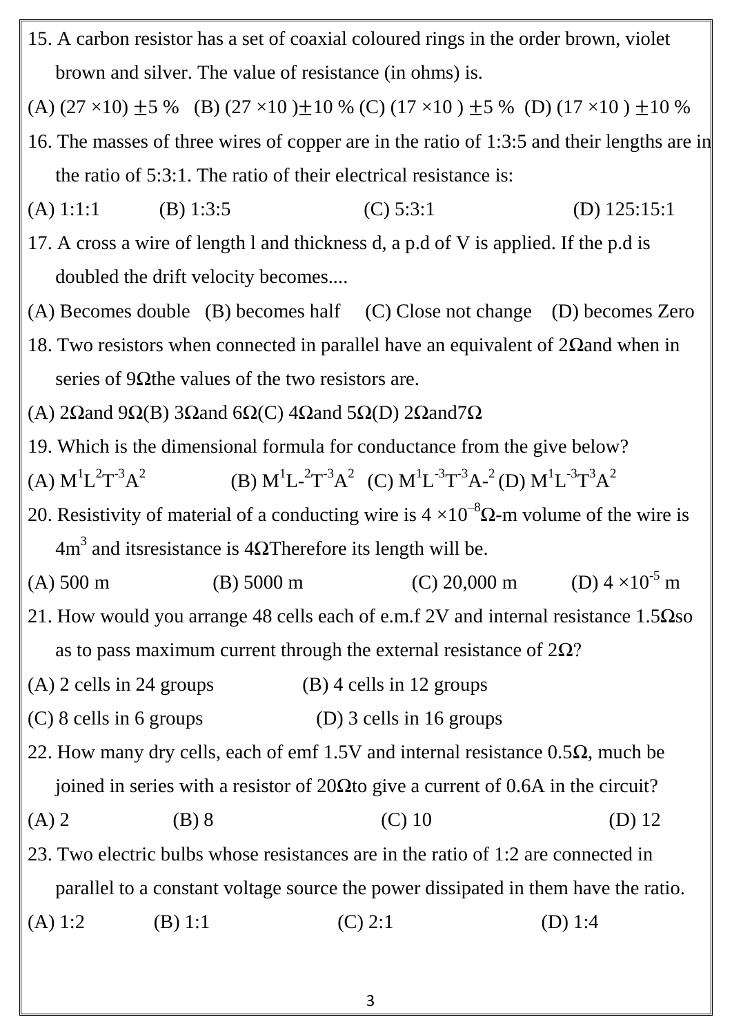15. A carbon resistor has a set of coaxial coloured rings in the order brown, violet brown and silver. The value of resistance (in ohms) is.

(A) $(27 \times 10) \pm 5$ % (B) $(27 \times 10) \pm 10$ % (C) $(17 \times 10) \pm 5$ % (D) $(17 \times 10) \pm 10$ %

16. The masses of three wires of copper are in the ratio of 1:3:5 and their lengths are in the ratio of 5:3:1. The ratio of their electrical resistance is:

(A) 1:1:1 (B) 1:3:5 (C) 5:3:1 (D) 125:15:1

17. A cross a wire of length l and thickness d, a p.d of V is applied. If the p.d is doubled the drift velocity becomes....

(A) Becomes double (B) becomes half (C) Close not change (D) becomes Zero

18. Two resistors when connected in parallel have an equivalent of 2Ωand when in series of 9Ωthe values of the two resistors are.

(A) 2Ωand 9Ω(B) 3Ωand 6Ω(C) 4Ωand 5Ω(D) 2Ωand7Ω

19. Which is the dimensional formula for conductance from the give below?

(A) $M^1L^2T^{-3}A^2$ (B) $M^1L\text{-}^2T^{-3}A^2$ (C) $M^1L^{-3}T^{-3}A\text{-}^2$ (D) $M^1L^{-3}T^3A^2$

20. Resistivity of material of a conducting wire is $4 \times 10^{-8}$Ω-m volume of the wire is $4m^3$ and itsresistance is 4ΩTherefore its length will be.

(A) 500 m (B) 5000 m (C) 20,000 m (D) $4 \times 10^{-5}$ m

21. How would you arrange 48 cells each of e.m.f 2V and internal resistance 1.5Ωso as to pass maximum current through the external resistance of 2Ω?

(A) 2 cells in 24 groups (B) 4 cells in 12 groups

(C) 8 cells in 6 groups (D) 3 cells in 16 groups

22. How many dry cells, each of emf 1.5V and internal resistance 0.5Ω, much be joined in series with a resistor of 20Ωto give a current of 0.6A in the circuit?

(A) 2 (B) 8 (C) 10 (D) 12

23. Two electric bulbs whose resistances are in the ratio of 1:2 are connected in parallel to a constant voltage source the power dissipated in them have the ratio.

(A) 1:2 (B) 1:1 (C) 2:1 (D) 1:4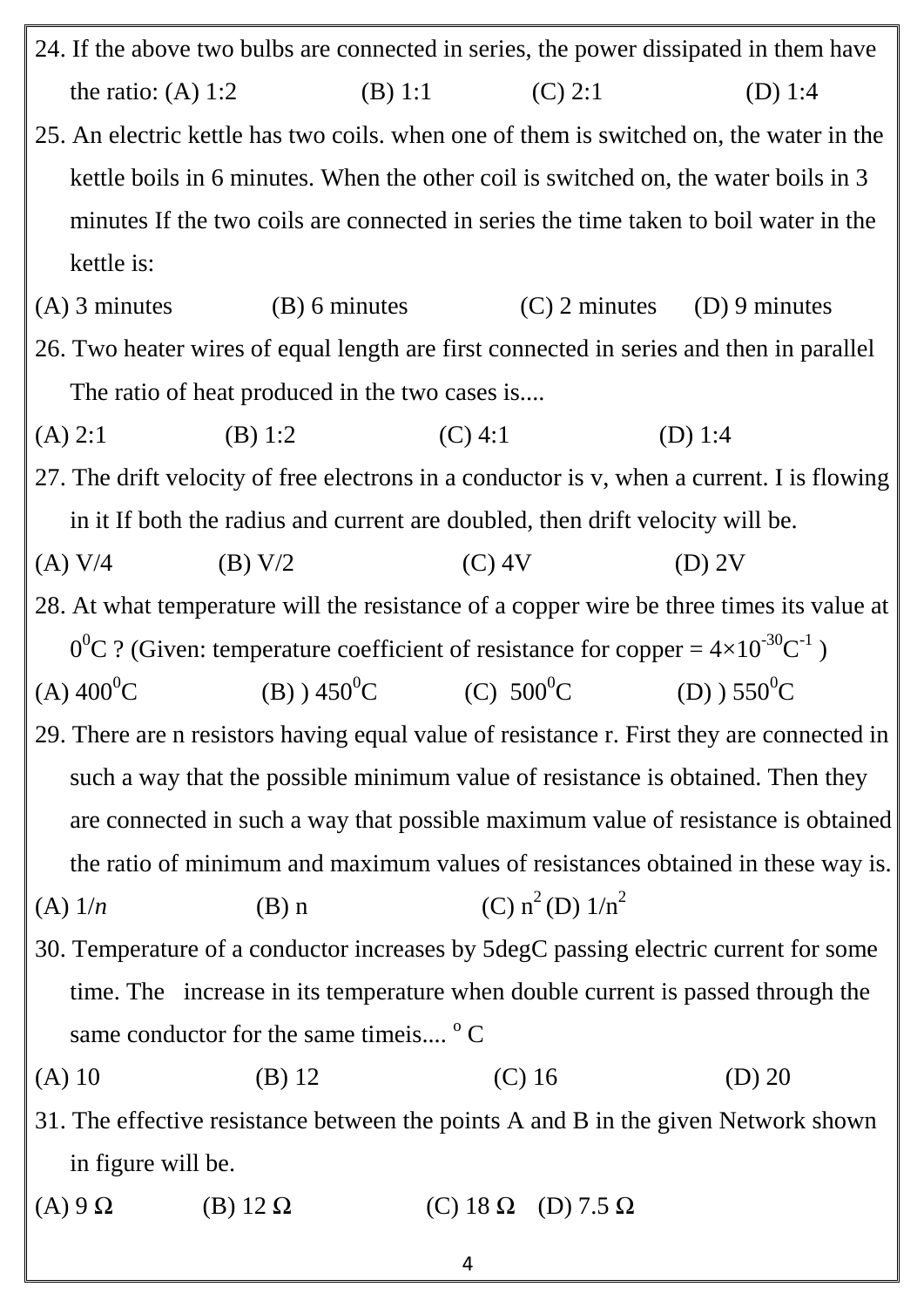24. If the above two bulbs are connected in series, the power dissipated in them have the ratio: (A) 1:2 (B) 1:1 (C) 2:1 (D) 1:4

25. An electric kettle has two coils. when one of them is switched on, the water in the kettle boils in 6 minutes. When the other coil is switched on, the water boils in 3 minutes If the two coils are connected in series the time taken to boil water in the kettle is:

(A) 3 minutes (B) 6 minutes (C) 2 minutes (D) 9 minutes

26. Two heater wires of equal length are first connected in series and then in parallel The ratio of heat produced in the two cases is....

(A) 2:1 (B) 1:2 (C) 4:1 (D) 1:4

27. The drift velocity of free electrons in a conductor is v, when a current. I is flowing in it If both the radius and current are doubled, then drift velocity will be.

(A) V/4 (B) V/2 (C) 4V (D) 2V

28. At what temperature will the resistance of a copper wire be three times its value at $0^0$C ? (Given: temperature coefficient of resistance for copper = $4\times10^{-30}C^{-1}$ )

(A) $400^0$C (B) ) $450^0$C (C) $500^0$C (D) ) $550^0$C

29. There are n resistors having equal value of resistance r. First they are connected in such a way that the possible minimum value of resistance is obtained. Then they are connected in such a way that possible maximum value of resistance is obtained the ratio of minimum and maximum values of resistances obtained in these way is.

(A) $1/n$ (B) n (C) $n^2$ (D) $1/n^2$

30. Temperature of a conductor increases by 5degC passing electric current for some time. The increase in its temperature when double current is passed through the same conductor for the same timeis.... $^o$ C

(A) 10 (B) 12 (C) 16 (D) 20

31. The effective resistance between the points A and B in the given Network shown in figure will be.

(A) 9 Ω (B) 12 Ω (C) 18 Ω (D) 7.5 Ω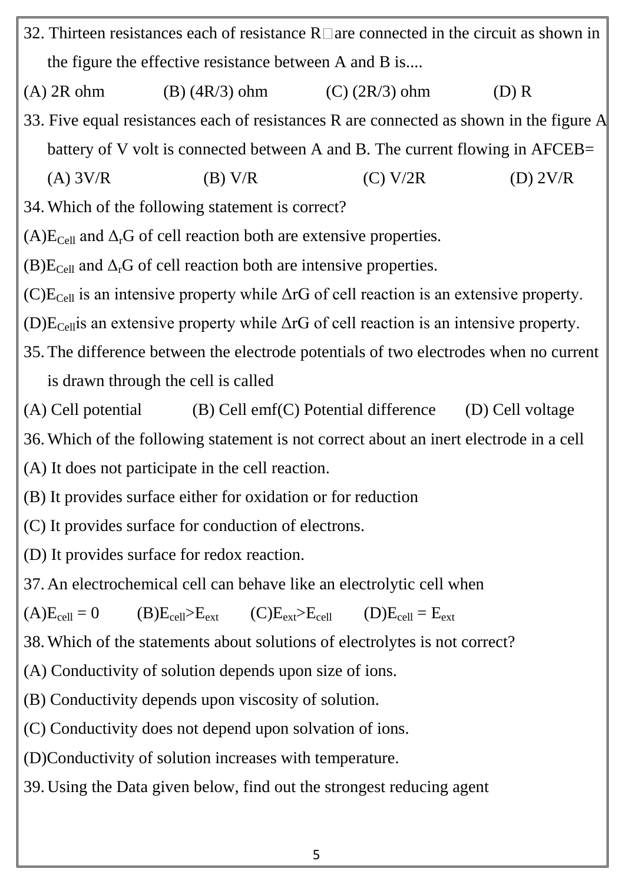32. Thirteen resistances each of resistance R□are connected in the circuit as shown in the figure the effective resistance between A and B is....

(A) 2R ohm (B) (4R/3) ohm (C) (2R/3) ohm (D) R

33. Five equal resistances each of resistances R are connected as shown in the figure A battery of V volt is connected between A and B. The current flowing in AFCEB=

(A) 3V/R (B) V/R (C) V/2R (D) 2V/R

34. Which of the following statement is correct?

(A) $E_{Cell}$ and $\Delta_r G$ of cell reaction both are extensive properties.

(B) $E_{Cell}$ and $\Delta_r G$ of cell reaction both are intensive properties.

(C) $E_{Cell}$ is an intensive property while $\Delta rG$ of cell reaction is an extensive property.

(D) $E_{Cell}$ is an extensive property while $\Delta rG$ of cell reaction is an intensive property.

35. The difference between the electrode potentials of two electrodes when no current is drawn through the cell is called

(A) Cell potential (B) Cell emf (C) Potential difference (D) Cell voltage

36. Which of the following statement is not correct about an inert electrode in a cell

(A) It does not participate in the cell reaction.

(B) It provides surface either for oxidation or for reduction

(C) It provides surface for conduction of electrons.

(D) It provides surface for redox reaction.

37. An electrochemical cell can behave like an electrolytic cell when

(A) $E_{cell} = 0$ (B) $E_{cell} > E_{ext}$ (C) $E_{ext} > E_{cell}$ (D) $E_{cell} = E_{ext}$

38. Which of the statements about solutions of electrolytes is not correct?

(A) Conductivity of solution depends upon size of ions.

(B) Conductivity depends upon viscosity of solution.

(C) Conductivity does not depend upon solvation of ions.

(D) Conductivity of solution increases with temperature.

39. Using the Data given below, find out the strongest reducing agent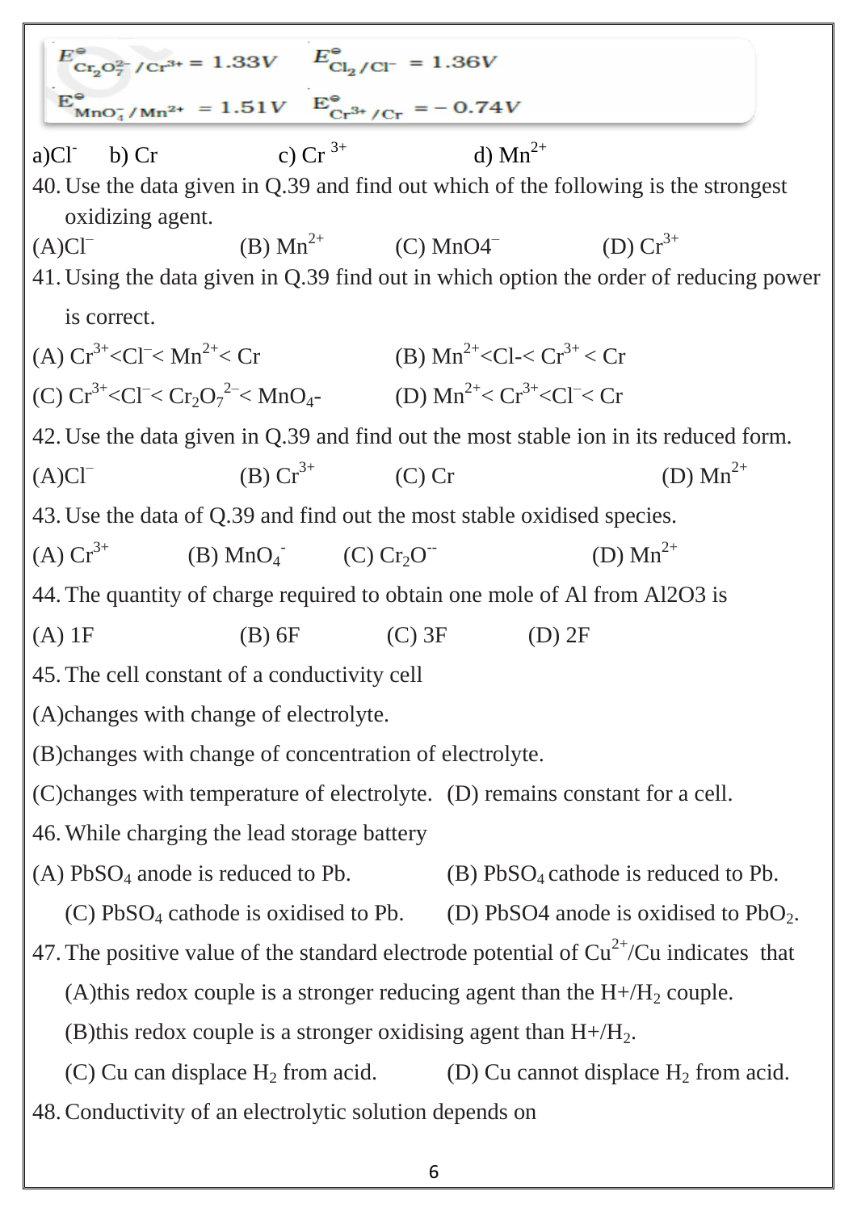$E^\ominus_{Cr_2O_7^{2-}/Cr^{3+}} = 1.33V$ $E^\ominus_{Cl_2/Cl^-} = 1.36V$

$E^\ominus_{MnO_4^-/Mn^{2+}} = 1.51V$ $E^\ominus_{Cr^{3+}/Cr} = -0.74V$

a) $Cl^-$ b) Cr c) $Cr^{3+}$ d) $Mn^{2+}$

40. Use the data given in Q.39 and find out which of the following is the strongest oxidizing agent.

(A) $Cl^-$ (B) $Mn^{2+}$ (C) $MnO4^-$ (D) $Cr^{3+}$

41. Using the data given in Q.39 find out in which option the order of reducing power is correct.

(A) $Cr^{3+} < Cl^- < Mn^{2+} < Cr$ (B) $Mn^{2+} < Cl- < Cr^{3+} < Cr$

(C) $Cr^{3+} < Cl^- < Cr_2O_7^{2-} < MnO_4-$ (D) $Mn^{2+} < Cr^{3+} < Cl^- < Cr$

42. Use the data given in Q.39 and find out the most stable ion in its reduced form.

(A) $Cl^-$ (B) $Cr^{3+}$ (C) Cr (D) $Mn^{2+}$

43. Use the data of Q.39 and find out the most stable oxidised species.

(A) $Cr^{3+}$ (B) $MnO_4^-$ (C) $Cr_2O^{--}$ (D) $Mn^{2+}$

44. The quantity of charge required to obtain one mole of Al from Al2O3 is

(A) 1F (B) 6F (C) 3F (D) 2F

45. The cell constant of a conductivity cell

(A) changes with change of electrolyte.

(B) changes with change of concentration of electrolyte.

(C) changes with temperature of electrolyte. (D) remains constant for a cell.

46. While charging the lead storage battery

(A) $PbSO_4$ anode is reduced to Pb. (B) $PbSO_4$ cathode is reduced to Pb.

(C) $PbSO_4$ cathode is oxidised to Pb. (D) PbSO4 anode is oxidised to $PbO_2$.

47. The positive value of the standard electrode potential of $Cu^{2+}$/Cu indicates that

(A) this redox couple is a stronger reducing agent than the $H+/H_2$ couple.

(B) this redox couple is a stronger oxidising agent than $H+/H_2$.

(C) Cu can displace $H_2$ from acid. (D) Cu cannot displace $H_2$ from acid.

48. Conductivity of an electrolytic solution depends on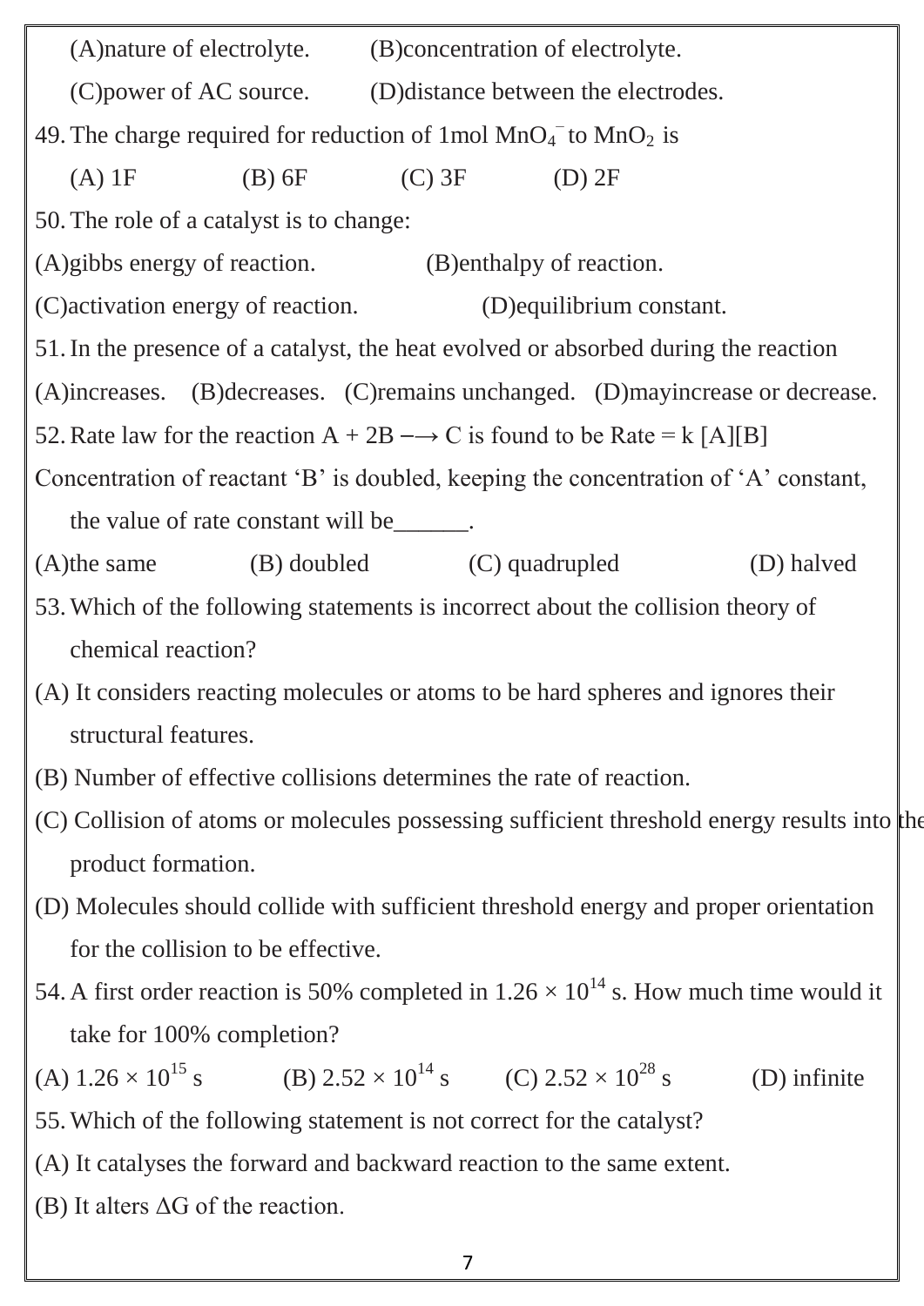(A)nature of electrolyte. (B)concentration of electrolyte.

(C)power of AC source. (D)distance between the electrodes.

49. The charge required for reduction of 1mol $MnO_4^-$ to $MnO_2$ is

(A) 1F (B) 6F (C) 3F (D) 2F

50. The role of a catalyst is to change:

(A)gibbs energy of reaction. (B)enthalpy of reaction.

(C)activation energy of reaction. (D)equilibrium constant.

51. In the presence of a catalyst, the heat evolved or absorbed during the reaction

(A)increases. (B)decreases. (C)remains unchanged. (D)mayincrease or decrease.

52. Rate law for the reaction A + 2B ⟶ C is found to be Rate = k [A][B]

Concentration of reactant ‘B’ is doubled, keeping the concentration of ‘A’ constant, the value of rate constant will be______.

(A)the same (B) doubled (C) quadrupled (D) halved

53. Which of the following statements is incorrect about the collision theory of chemical reaction?

(A) It considers reacting molecules or atoms to be hard spheres and ignores their structural features.

(B) Number of effective collisions determines the rate of reaction.

(C) Collision of atoms or molecules possessing sufficient threshold energy results into the product formation.

(D) Molecules should collide with sufficient threshold energy and proper orientation for the collision to be effective.

54. A first order reaction is 50% completed in $1.26 \times 10^{14}$ s. How much time would it take for 100% completion?

(A) $1.26 \times 10^{15}$ s (B) $2.52 \times 10^{14}$ s (C) $2.52 \times 10^{28}$ s (D) infinite

55. Which of the following statement is not correct for the catalyst?

(A) It catalyses the forward and backward reaction to the same extent.

(B) It alters $\Delta G$ of the reaction.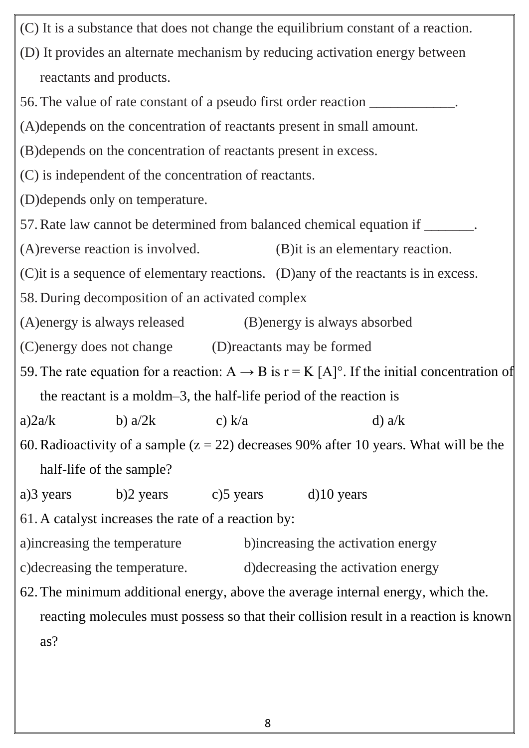(C) It is a substance that does not change the equilibrium constant of a reaction.

(D) It provides an alternate mechanism by reducing activation energy between reactants and products.

56. The value of rate constant of a pseudo first order reaction ____________.

(A)depends on the concentration of reactants present in small amount.

(B)depends on the concentration of reactants present in excess.

(C) is independent of the concentration of reactants.

(D)depends only on temperature.

57. Rate law cannot be determined from balanced chemical equation if _______.

(A)reverse reaction is involved. (B)it is an elementary reaction.

(C)it is a sequence of elementary reactions. (D)any of the reactants is in excess.

58. During decomposition of an activated complex

(A)energy is always released (B)energy is always absorbed

(C)energy does not change (D)reactants may be formed

59. The rate equation for a reaction: $A \rightarrow B$ is $r = K [A]^{\circ}$. If the initial concentration of the reactant is a moldm–3, the half-life period of the reaction is

a)2a/k b) a/2k c) k/a d) a/k

60. Radioactivity of a sample (z = 22) decreases 90% after 10 years. What will be the half-life of the sample?

a)3 years b)2 years c)5 years d)10 years

61. A catalyst increases the rate of a reaction by:

a)increasing the temperature b)increasing the activation energy

c)decreasing the temperature. d)decreasing the activation energy

62. The minimum additional energy, above the average internal energy, which the. reacting molecules must possess so that their collision result in a reaction is known as?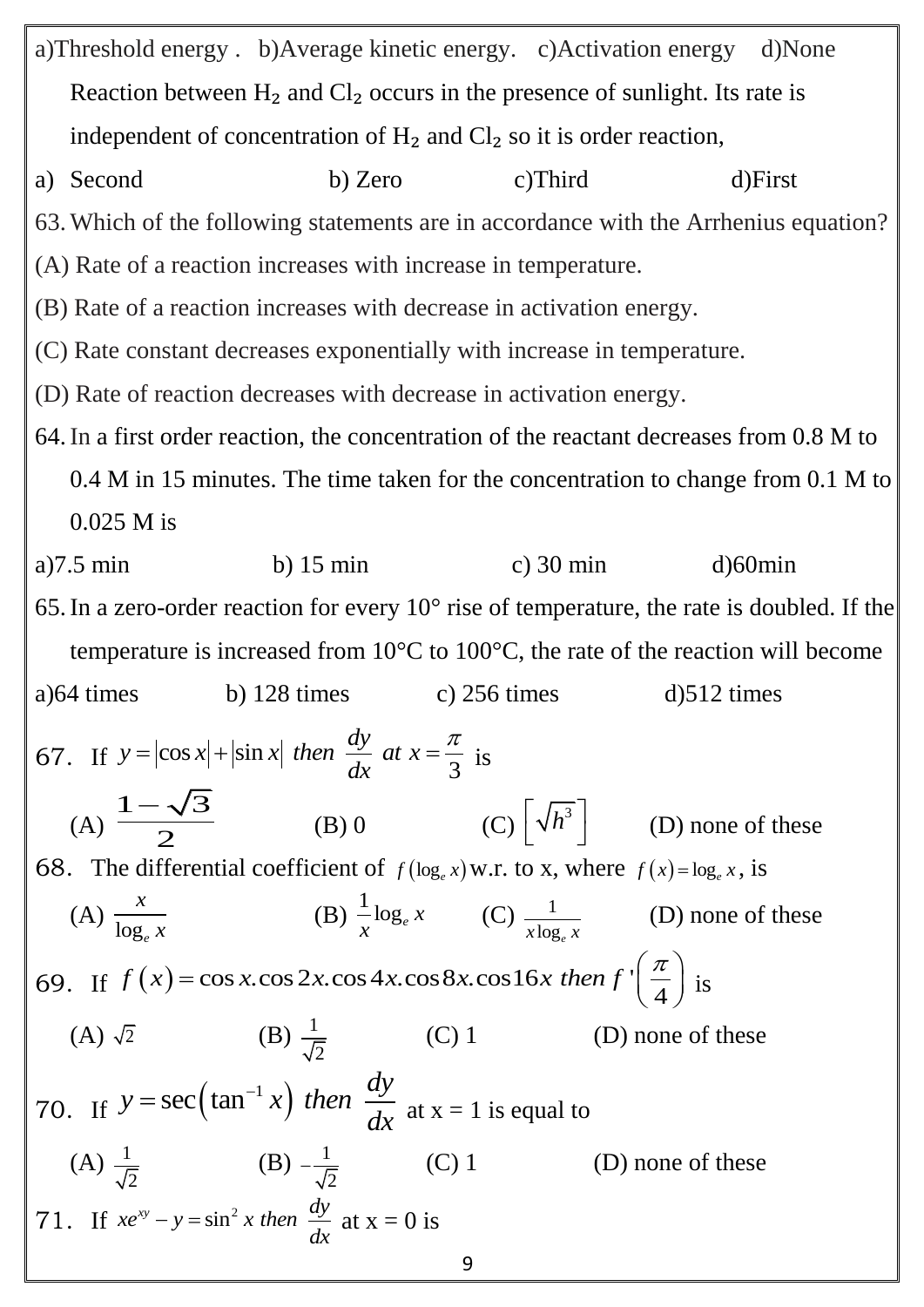a)Threshold energy . b)Average kinetic energy. c)Activation energy d)None

Reaction between $H_2$ and $Cl_2$ occurs in the presence of sunlight. Its rate is independent of concentration of $H_2$ and $Cl_2$ so it is order reaction,

a) Second b) Zero c)Third d)First

63. Which of the following statements are in accordance with the Arrhenius equation?

(A) Rate of a reaction increases with increase in temperature.

(B) Rate of a reaction increases with decrease in activation energy.

(C) Rate constant decreases exponentially with increase in temperature.

(D) Rate of reaction decreases with decrease in activation energy.

64. In a first order reaction, the concentration of the reactant decreases from 0.8 M to 0.4 M in 15 minutes. The time taken for the concentration to change from 0.1 M to 0.025 M is

a)7.5 min b) 15 min c) 30 min d)60min

65. In a zero-order reaction for every 10° rise of temperature, the rate is doubled. If the temperature is increased from 10°C to 100°C, the rate of the reaction will become

a)64 times b) 128 times c) 256 times d)512 times

67. If $y = |\cos x| + |\sin x|$ *then* $\frac{dy}{dx}$ *at* $x = \frac{\pi}{3}$ is

(A) $\frac{1-\sqrt{3}}{2}$ (B) 0 (C) $\left[\sqrt{h^3}\right]$ (D) none of these

68. The differential coefficient of $f(\log_e x)$ w.r. to x, where $f(x) = \log_e x$, is

(A) $\frac{x}{\log_e x}$ (B) $\frac{1}{x}\log_e x$ (C) $\frac{1}{x\log_e x}$ (D) none of these

69. If $f(x) = \cos x.\cos 2x.\cos 4x.\cos 8x.\cos 16x$ *then* $f'\left(\frac{\pi}{4}\right)$ is

(A) $\sqrt{2}$ (B) $\frac{1}{\sqrt{2}}$ (C) 1 (D) none of these

70. If $y = \sec\left(\tan^{-1} x\right)$ *then* $\frac{dy}{dx}$ at x = 1 is equal to

(A) $\frac{1}{\sqrt{2}}$ (B) $-\frac{1}{\sqrt{2}}$ (C) 1 (D) none of these

71. If $xe^{xy} - y = \sin^2 x$ *then* $\frac{dy}{dx}$ at x = 0 is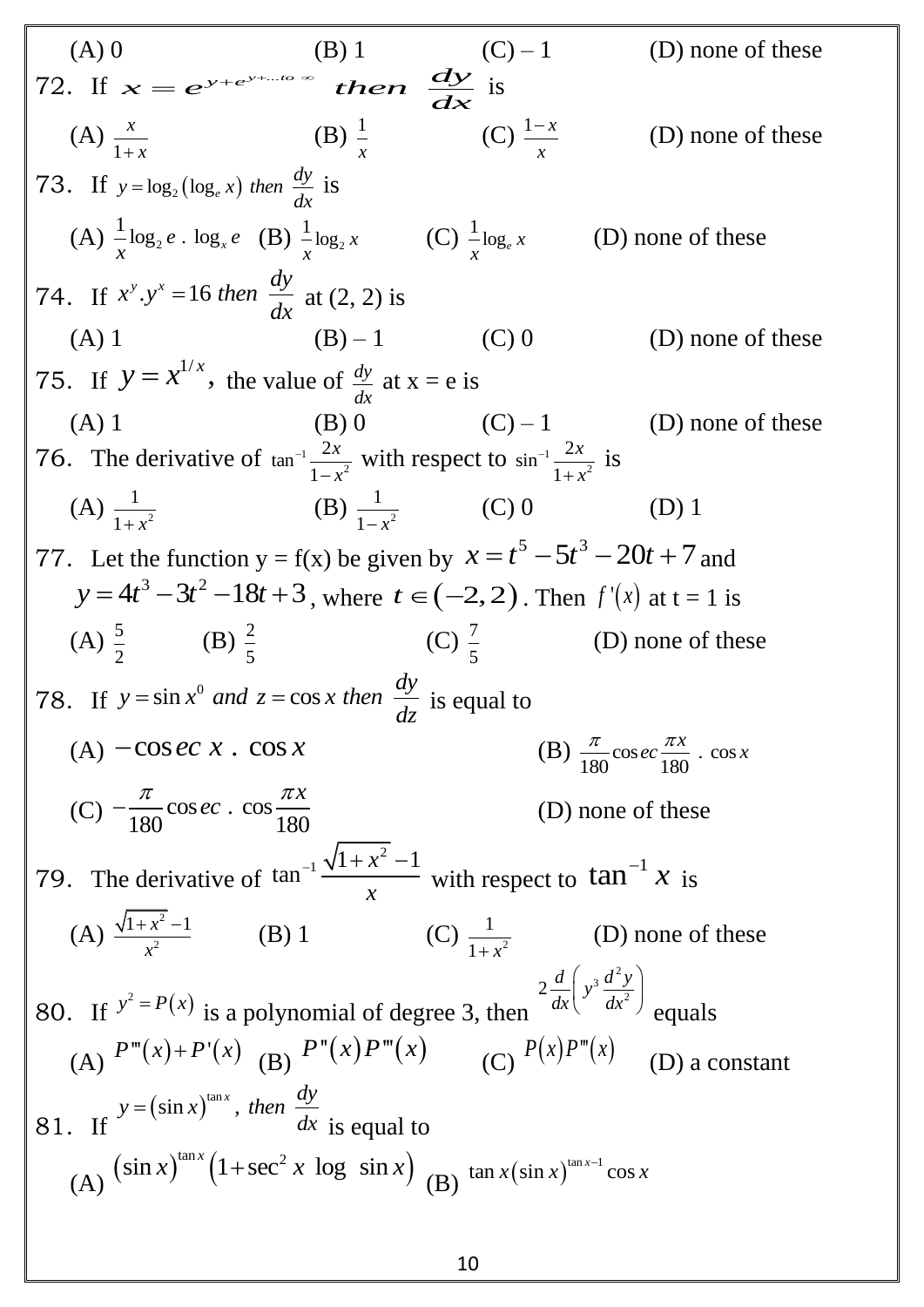(A) 0 (B) 1 (C) – 1 (D) none of these

72. If $x = e^{y+e^{y+...to\ \infty}}$ $then$ $\frac{dy}{dx}$ is

(A) $\frac{x}{1+x}$ (B) $\frac{1}{x}$ (C) $\frac{1-x}{x}$ (D) none of these

73. If $y = \log_2(\log_e x)$ $then$ $\frac{dy}{dx}$ is

(A) $\frac{1}{x}\log_2 e \,.\, \log_x e$ (B) $\frac{1}{x}\log_2 x$ (C) $\frac{1}{x}\log_e x$ (D) none of these

74. If $x^y . y^x = 16$ $then$ $\frac{dy}{dx}$ at (2, 2) is

(A) 1 (B) – 1 (C) 0 (D) none of these

75. If $y = x^{1/x}$, the value of $\frac{dy}{dx}$ at x = e is

(A) 1 (B) 0 (C) – 1 (D) none of these

76. The derivative of $\tan^{-1}\frac{2x}{1-x^2}$ with respect to $\sin^{-1}\frac{2x}{1+x^2}$ is

(A) $\frac{1}{1+x^2}$ (B) $\frac{1}{1-x^2}$ (C) 0 (D) 1

77. Let the function y = f(x) be given by $x = t^5 - 5t^3 - 20t + 7$ and $y = 4t^3 - 3t^2 - 18t + 3$, where $t \in (-2, 2)$. Then $f'(x)$ at t = 1 is

(A) $\frac{5}{2}$ (B) $\frac{2}{5}$ (C) $\frac{7}{5}$ (D) none of these

78. If $y = \sin x^0$ $and$ $z = \cos x$ $then$ $\frac{dy}{dz}$ is equal to

(A) $-\cos ec\ x\ .\ \cos x$ (B) $\frac{\pi}{180}\cos ec\frac{\pi x}{180}\ .\ \cos x$

(C) $-\frac{\pi}{180}\cos ec\ .\ \cos\frac{\pi x}{180}$ (D) none of these

79. The derivative of $\tan^{-1}\frac{\sqrt{1+x^2}-1}{x}$ with respect to $\tan^{-1}x$ is

(A) $\frac{\sqrt{1+x^2}-1}{x^2}$ (B) 1 (C) $\frac{1}{1+x^2}$ (D) none of these

80. If $y^2 = P(x)$ is a polynomial of degree 3, then $2\frac{d}{dx}\left(y^3\frac{d^2y}{dx^2}\right)$ equals

(A) $P'''(x) + P'(x)$ (B) $P''(x)P'''(x)$ (C) $P(x)P'''(x)$ (D) a constant

81. If $y = (\sin x)^{\tan x}$, $then$ $\frac{dy}{dx}$ is equal to

(A) $(\sin x)^{\tan x}\left(1 + \sec^2 x\ \log\ \sin x\right)$ (B) $\tan x(\sin x)^{\tan x - 1}\cos x$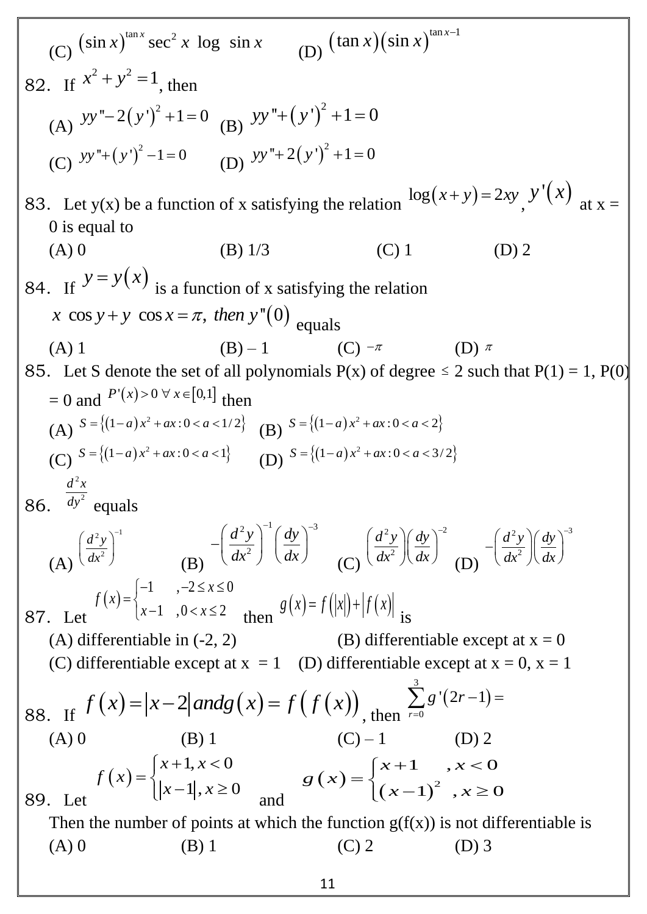(C) $(\sin x)^{\tan x} \sec^2 x \log \sin x$ (D) $(\tan x)(\sin x)^{\tan x - 1}$

82. If $x^2 + y^2 = 1$, then

(A) $yy'' - 2(y')^2 + 1 = 0$ (B) $yy'' + (y')^2 + 1 = 0$

(C) $yy'' + (y')^2 - 1 = 0$ (D) $yy'' + 2(y')^2 + 1 = 0$

83. Let y(x) be a function of x satisfying the relation $\log(x + y) = 2xy$, $y'(x)$ at x = 0 is equal to

(A) 0 (B) 1/3 (C) 1 (D) 2

84. If $y = y(x)$ is a function of x satisfying the relation
$x \cos y + y \cos x = \pi,$ *then* $y''(0)$ equals

(A) 1 (B) – 1 (C) $-\pi$ (D) $\pi$

85. Let S denote the set of all polynomials P(x) of degree $\leq$ 2 such that P(1) = 1, P(0) = 0 and $P'(x) > 0 \ \forall \ x \in [0,1]$ then

(A) $S = \{(1-a)x^2 + ax : 0 < a < 1/2\}$ (B) $S = \{(1-a)x^2 + ax : 0 < a < 2\}$

(C) $S = \{(1-a)x^2 + ax : 0 < a < 1\}$ (D) $S = \{(1-a)x^2 + ax : 0 < a < 3/2\}$

86. $\dfrac{d^2x}{dy^2}$ equals

(A) $\left(\dfrac{d^2y}{dx^2}\right)^{-1}$ (B) $-\left(\dfrac{d^2y}{dx^2}\right)^{-1}\left(\dfrac{dy}{dx}\right)^{-3}$ (C) $\left(\dfrac{d^2y}{dx^2}\right)\left(\dfrac{dy}{dx}\right)^{-2}$ (D) $-\left(\dfrac{d^2y}{dx^2}\right)\left(\dfrac{dy}{dx}\right)^{-3}$

87. Let $f(x) = \begin{cases} -1 & , -2 \leq x \leq 0 \\ x - 1 & , 0 < x \leq 2 \end{cases}$ then $g(x) = f(|x|) + |f(x)|$ is

(A) differentiable in (-2, 2) (B) differentiable except at x = 0

(C) differentiable except at x = 1 (D) differentiable except at x = 0, x = 1

88. If $f(x) = |x - 2| \, and \, g(x) = f(f(x))$, then $\sum_{r=0}^{3} g'(2r - 1) =$

(A) 0 (B) 1 (C) – 1 (D) 2

89. Let $f(x) = \begin{cases} x + 1, x < 0 \\ |x - 1|, x \geq 0 \end{cases}$ and $g(x) = \begin{cases} x + 1 & , x < 0 \\ (x - 1)^2 & , x \geq 0 \end{cases}$

Then the number of points at which the function g(f(x)) is not differentiable is

(A) 0 (B) 1 (C) 2 (D) 3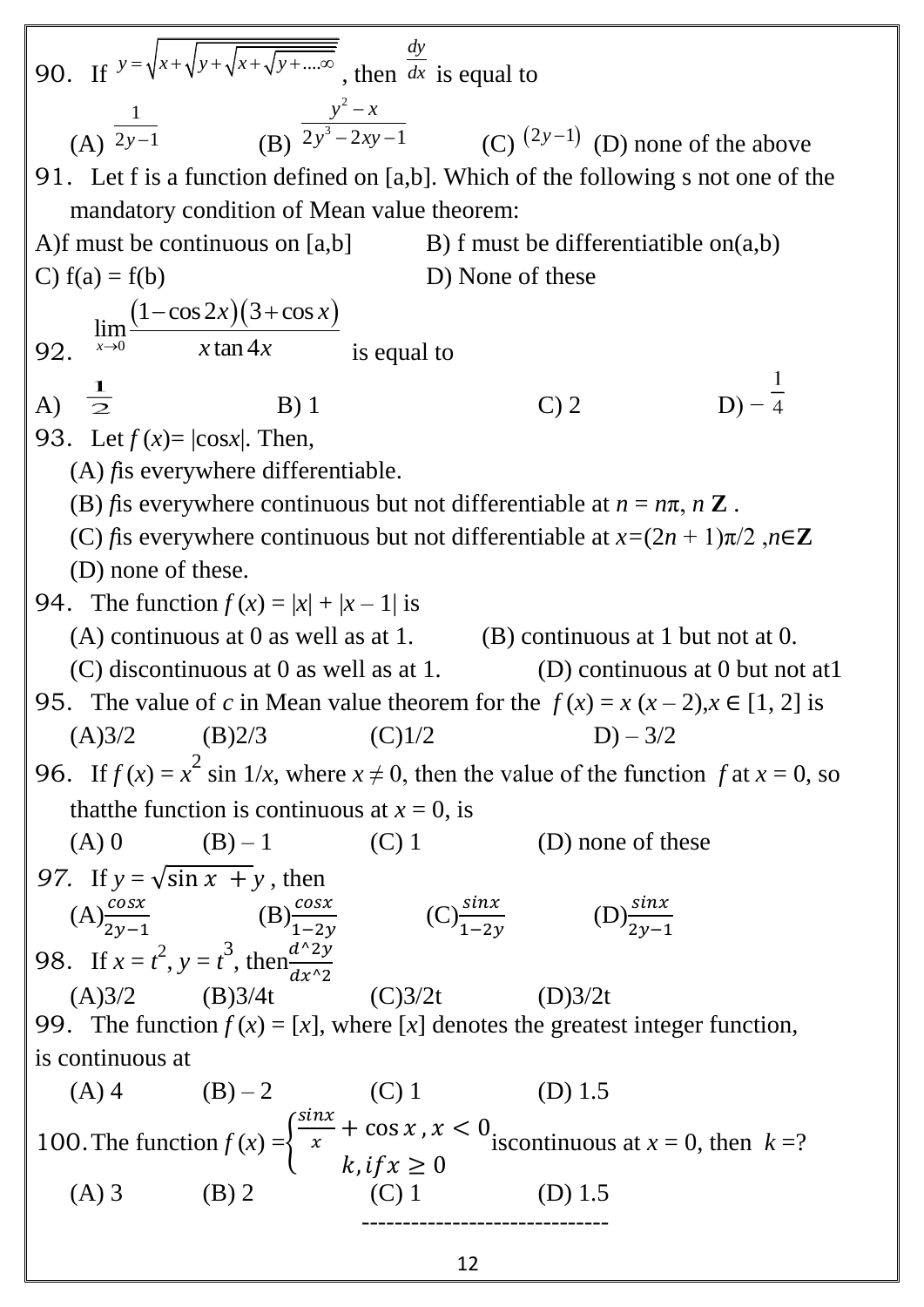90. If $y=\sqrt{x+\sqrt{y+\sqrt{x+\sqrt{y+....\infty}}}}$ , then $\frac{dy}{dx}$ is equal to

(A) $\frac{1}{2y-1}$ (B) $\frac{y^2-x}{2y^3-2xy-1}$ (C) $(2y-1)$ (D) none of the above

91. Let f is a function defined on [a,b]. Which of the following s not one of the mandatory condition of Mean value theorem:

A)f must be continuous on [a,b] B) f must be differentiatible on(a,b)
C) f(a) = f(b) D) None of these

92. $\lim_{x\to 0}\frac{(1-\cos 2x)(3+\cos x)}{x\tan 4x}$ is equal to

A) $\frac{1}{2}$ B) 1 C) 2 D) $-\frac{1}{4}$

93. Let $f(x)= |\cos x|$. Then,

(A) $f$is everywhere differentiable.
(B) $f$is everywhere continuous but not differentiable at $n = n\pi$, $n$ **Z** .
(C) $f$is everywhere continuous but not differentiable at $x=(2n + 1)\pi/2$ ,$n\in$**Z**
(D) none of these.

94. The function $f(x) = |x| + |x - 1|$ is

(A) continuous at 0 as well as at 1. (B) continuous at 1 but not at 0.
(C) discontinuous at 0 as well as at 1. (D) continuous at 0 but not at1

95. The value of $c$ in Mean value theorem for the $f(x) = x(x - 2)$,$x \in [1, 2]$ is

(A)3/2 (B)2/3 (C)1/2 D) – 3/2

96. If $f(x) = x^2 \sin 1/x$, where $x \neq 0$, then the value of the function $f$ at $x = 0$, so thatthe function is continuous at $x = 0$, is

(A) 0 (B) – 1 (C) 1 (D) none of these

97. If $y = \sqrt{\sin x + y}$ , then

(A)$\frac{cosx}{2y-1}$ (B)$\frac{cosx}{1-2y}$ (C)$\frac{sinx}{1-2y}$ (D)$\frac{sinx}{2y-1}$

98. If $x = t^2$, $y = t^3$, then$\frac{d\text{^}2y}{dx\text{^}2}$

(A)3/2 (B)3/4t (C)3/2t (D)3/2t

99. The function $f(x) = [x]$, where $[x]$ denotes the greatest integer function, is continuous at

(A) 4 (B) – 2 (C) 1 (D) 1.5

100. The function $f(x) = \begin{cases} \frac{sinx}{x} + \cos x, x < 0 \\ k, if x \geq 0 \end{cases}$ iscontinuous at $x = 0$, then $k$ =?

(A) 3 (B) 2 (C) 1 (D) 1.5

------------------------------